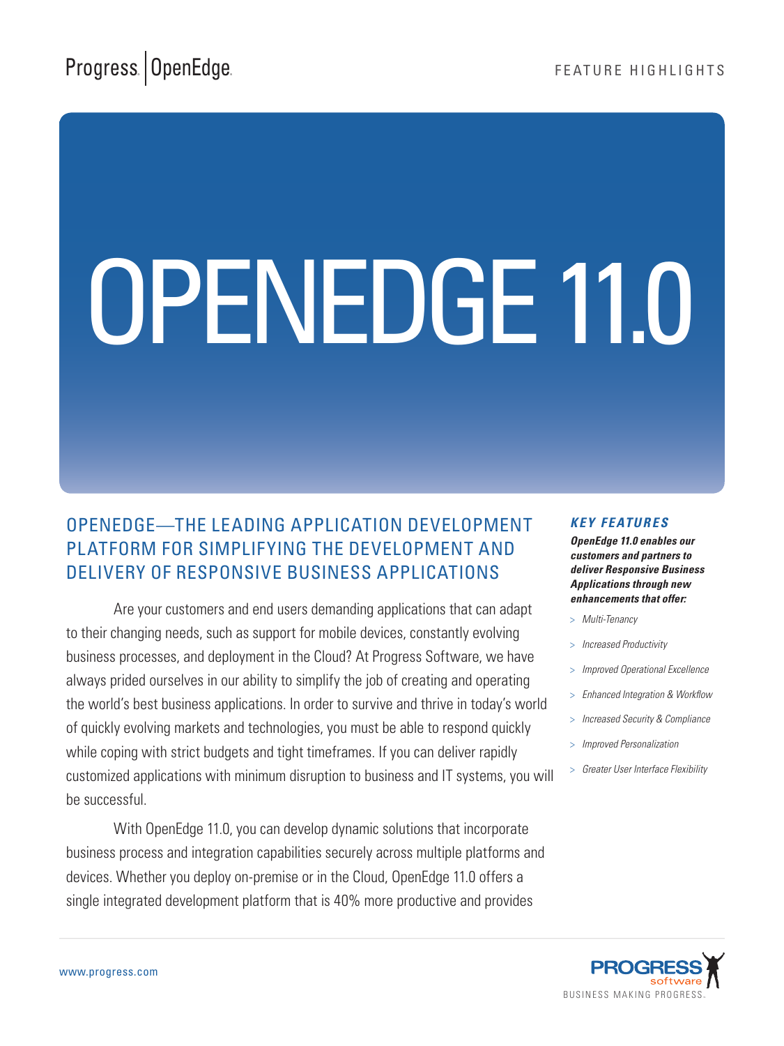Progress | OpenEdge

FEATURE HIGHLIGHTS

# OPENEDGE 11.0

## OPENEDGE—THE LEADING APPLICATION DEVELOPMENT PLATFORM FOR SIMPLIFYING THE DEVELOPMENT AND DELIVERY OF RESPONSIVE BUSINESS APPLICATIONS

Are your customers and end users demanding applications that can adapt to their changing needs, such as support for mobile devices, constantly evolving business processes, and deployment in the Cloud? At Progress Software, we have always prided ourselves in our ability to simplify the job of creating and operating the world's best business applications. In order to survive and thrive in today's world of quickly evolving markets and technologies, you must be able to respond quickly while coping with strict budgets and tight timeframes. If you can deliver rapidly customized applications with minimum disruption to business and IT systems, you will be successful.

With OpenEdge 11.0, you can develop dynamic solutions that incorporate business process and integration capabilities securely across multiple platforms and devices. Whether you deploy on-premise or in the Cloud, OpenEdge 11.0 offers a single integrated development platform that is 40% more productive and provides

### *KEY FEATURES*

***OpenEdge 11.0 enables our customers and partners to deliver Responsive Business Applications through new enhancements that offer:***

- *Multi-Tenancy*
- *Increased Productivity*
- *Improved Operational Excellence*
- *Enhanced Integration & Workflow*
- *Increased Security & Compliance*
- *Improved Personalization*
- *Greater User Interface Flexibility*

www.progress.com

PROGRESS software
BUSINESS MAKING PROGRESS.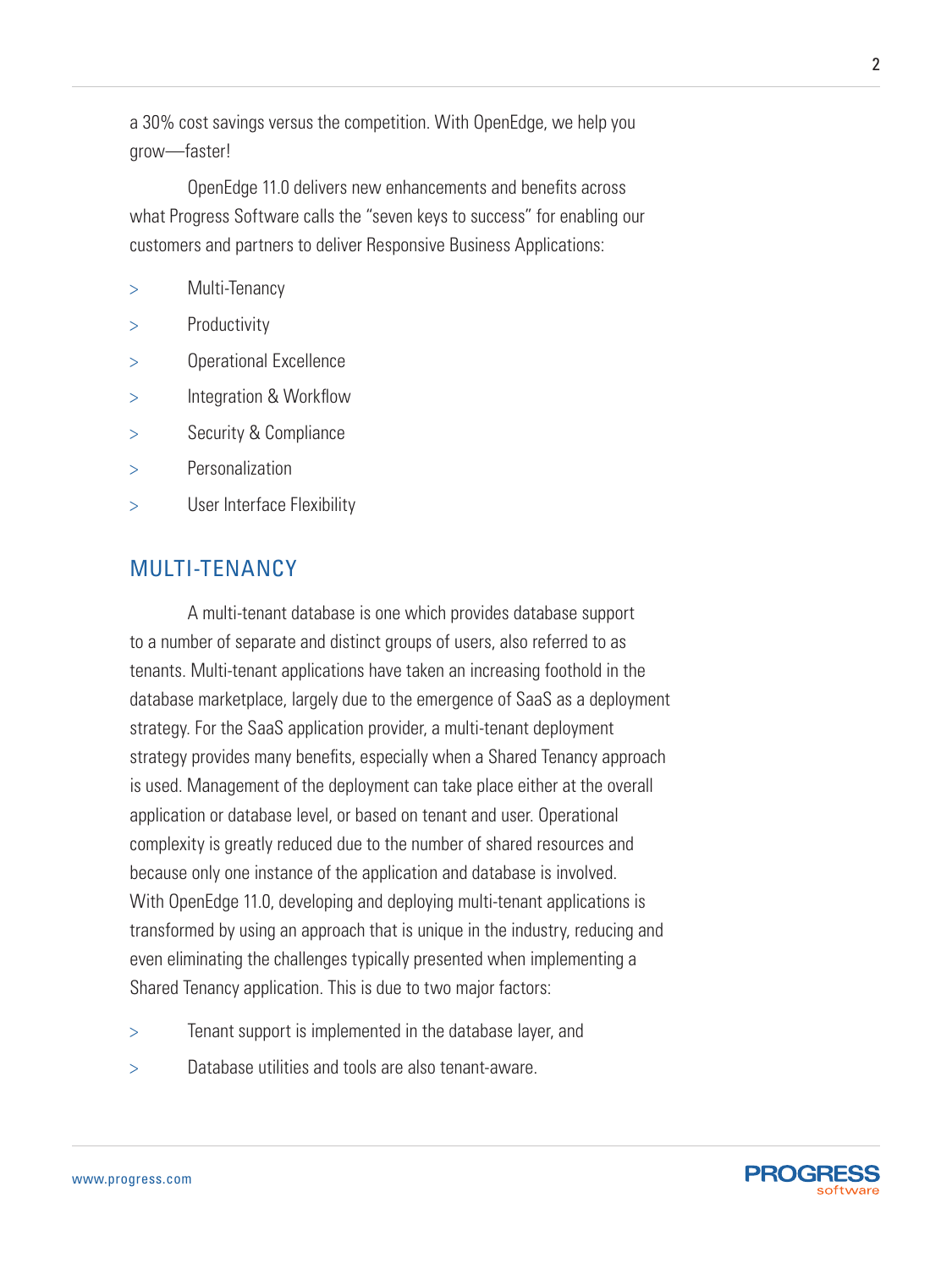a 30% cost savings versus the competition. With OpenEdge, we help you grow—faster!

OpenEdge 11.0 delivers new enhancements and benefits across what Progress Software calls the "seven keys to success" for enabling our customers and partners to deliver Responsive Business Applications:

- Multi-Tenancy
- Productivity
- Operational Excellence
- Integration & Workflow
- Security & Compliance
- Personalization
- User Interface Flexibility

## MULTI-TENANCY

A multi-tenant database is one which provides database support to a number of separate and distinct groups of users, also referred to as tenants. Multi-tenant applications have taken an increasing foothold in the database marketplace, largely due to the emergence of SaaS as a deployment strategy. For the SaaS application provider, a multi-tenant deployment strategy provides many benefits, especially when a Shared Tenancy approach is used. Management of the deployment can take place either at the overall application or database level, or based on tenant and user. Operational complexity is greatly reduced due to the number of shared resources and because only one instance of the application and database is involved. With OpenEdge 11.0, developing and deploying multi-tenant applications is transformed by using an approach that is unique in the industry, reducing and even eliminating the challenges typically presented when implementing a Shared Tenancy application. This is due to two major factors:

- Tenant support is implemented in the database layer, and
- Database utilities and tools are also tenant-aware.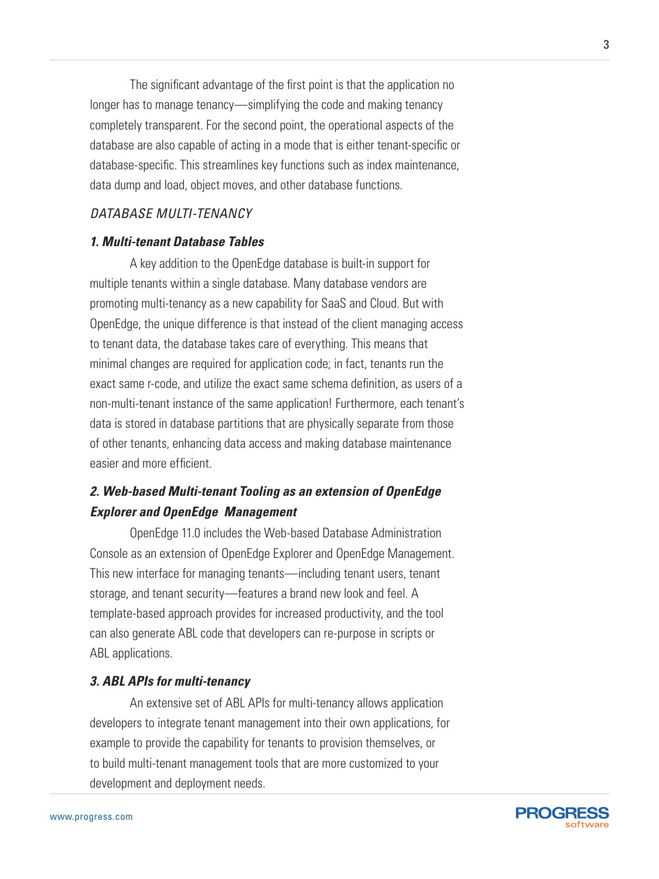The significant advantage of the first point is that the application no longer has to manage tenancy—simplifying the code and making tenancy completely transparent. For the second point, the operational aspects of the database are also capable of acting in a mode that is either tenant-specific or database-specific. This streamlines key functions such as index maintenance, data dump and load, object moves, and other database functions.

## *DATABASE MULTI-TENANCY*

### ***1. Multi-tenant Database Tables***

A key addition to the OpenEdge database is built-in support for multiple tenants within a single database. Many database vendors are promoting multi-tenancy as a new capability for SaaS and Cloud. But with OpenEdge, the unique difference is that instead of the client managing access to tenant data, the database takes care of everything. This means that minimal changes are required for application code; in fact, tenants run the exact same r-code, and utilize the exact same schema definition, as users of a non-multi-tenant instance of the same application! Furthermore, each tenant's data is stored in database partitions that are physically separate from those of other tenants, enhancing data access and making database maintenance easier and more efficient.

### ***2. Web-based Multi-tenant Tooling as an extension of OpenEdge Explorer and OpenEdge Management***

OpenEdge 11.0 includes the Web-based Database Administration Console as an extension of OpenEdge Explorer and OpenEdge Management. This new interface for managing tenants—including tenant users, tenant storage, and tenant security—features a brand new look and feel. A template-based approach provides for increased productivity, and the tool can also generate ABL code that developers can re-purpose in scripts or ABL applications.

### ***3. ABL APIs for multi-tenancy***

An extensive set of ABL APIs for multi-tenancy allows application developers to integrate tenant management into their own applications, for example to provide the capability for tenants to provision themselves, or to build multi-tenant management tools that are more customized to your development and deployment needs.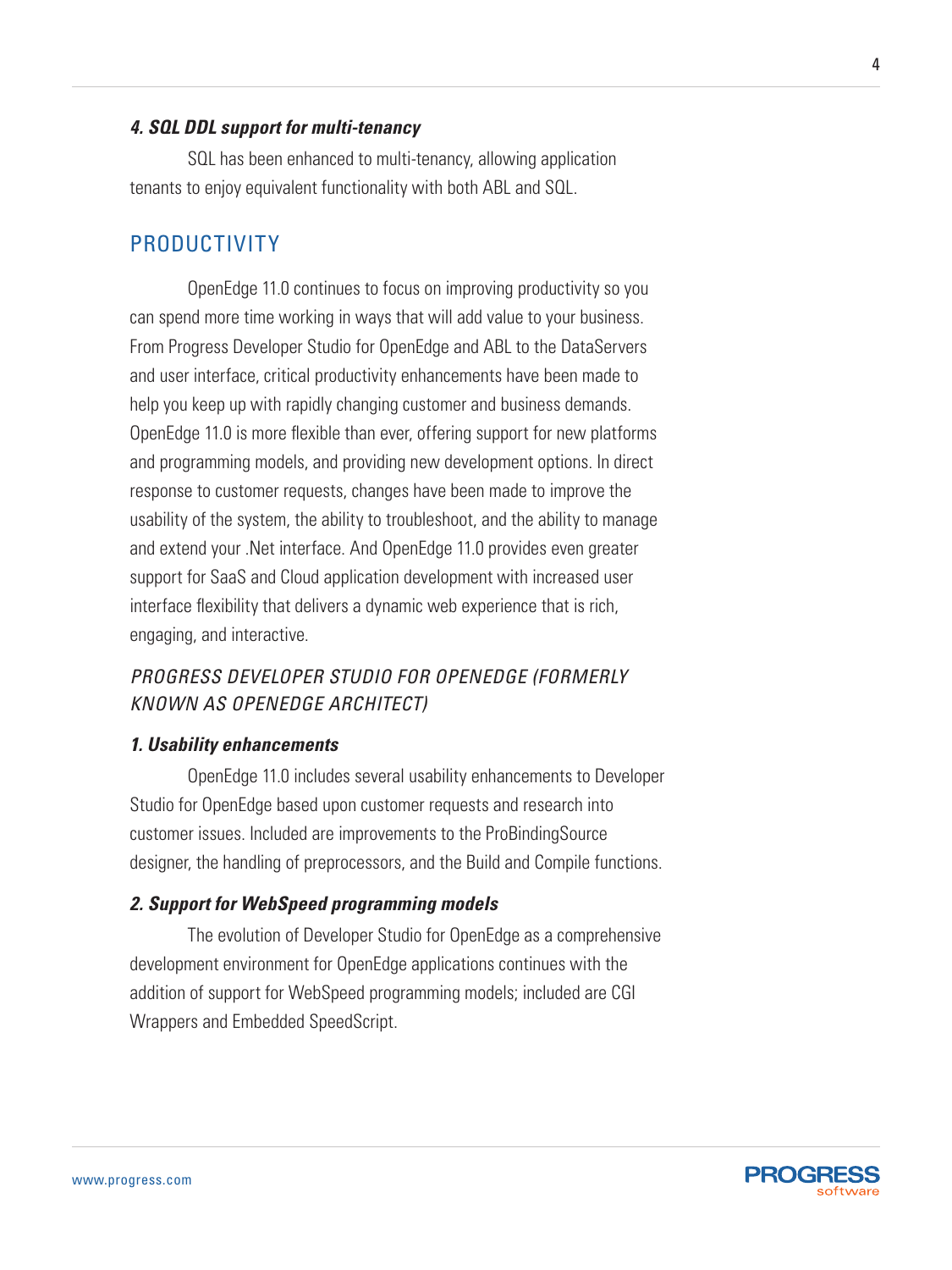#### *4. SQL DDL support for multi-tenancy*

SQL has been enhanced to multi-tenancy, allowing application tenants to enjoy equivalent functionality with both ABL and SQL.

## PRODUCTIVITY

OpenEdge 11.0 continues to focus on improving productivity so you can spend more time working in ways that will add value to your business. From Progress Developer Studio for OpenEdge and ABL to the DataServers and user interface, critical productivity enhancements have been made to help you keep up with rapidly changing customer and business demands. OpenEdge 11.0 is more flexible than ever, offering support for new platforms and programming models, and providing new development options. In direct response to customer requests, changes have been made to improve the usability of the system, the ability to troubleshoot, and the ability to manage and extend your .Net interface. And OpenEdge 11.0 provides even greater support for SaaS and Cloud application development with increased user interface flexibility that delivers a dynamic web experience that is rich, engaging, and interactive.

### *PROGRESS DEVELOPER STUDIO FOR OPENEDGE (FORMERLY KNOWN AS OPENEDGE ARCHITECT)*

#### *1. Usability enhancements*

OpenEdge 11.0 includes several usability enhancements to Developer Studio for OpenEdge based upon customer requests and research into customer issues. Included are improvements to the ProBindingSource designer, the handling of preprocessors, and the Build and Compile functions.

#### *2. Support for WebSpeed programming models*

The evolution of Developer Studio for OpenEdge as a comprehensive development environment for OpenEdge applications continues with the addition of support for WebSpeed programming models; included are CGI Wrappers and Embedded SpeedScript.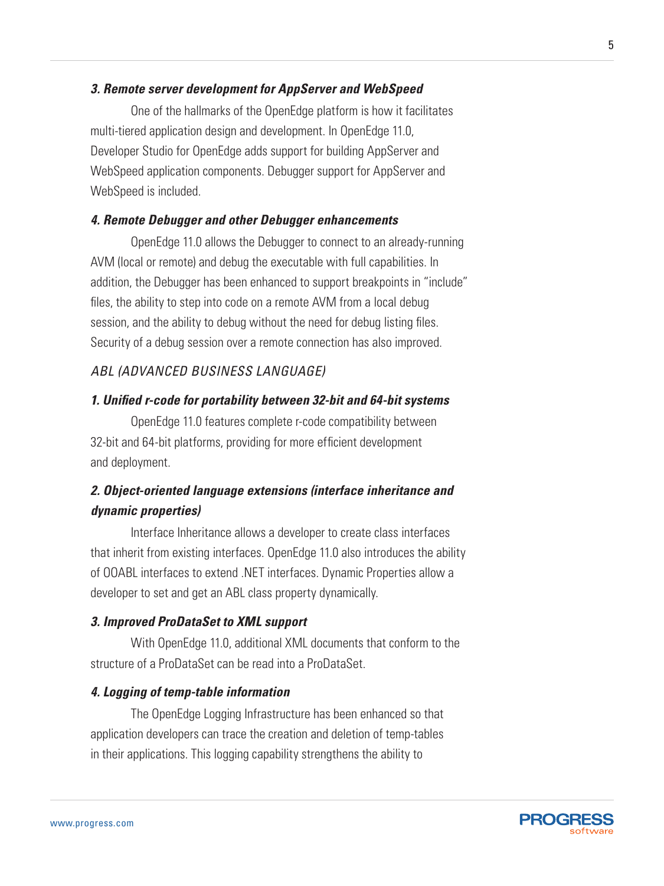### *3. Remote server development for AppServer and WebSpeed*

One of the hallmarks of the OpenEdge platform is how it facilitates multi-tiered application design and development. In OpenEdge 11.0, Developer Studio for OpenEdge adds support for building AppServer and WebSpeed application components. Debugger support for AppServer and WebSpeed is included.

### *4. Remote Debugger and other Debugger enhancements*

OpenEdge 11.0 allows the Debugger to connect to an already-running AVM (local or remote) and debug the executable with full capabilities. In addition, the Debugger has been enhanced to support breakpoints in "include" files, the ability to step into code on a remote AVM from a local debug session, and the ability to debug without the need for debug listing files. Security of a debug session over a remote connection has also improved.

## *ABL (ADVANCED BUSINESS LANGUAGE)*

### *1. Unified r-code for portability between 32-bit and 64-bit systems*

OpenEdge 11.0 features complete r-code compatibility between 32-bit and 64-bit platforms, providing for more efficient development and deployment.

### *2. Object-oriented language extensions (interface inheritance and dynamic properties)*

Interface Inheritance allows a developer to create class interfaces that inherit from existing interfaces. OpenEdge 11.0 also introduces the ability of OOABL interfaces to extend .NET interfaces. Dynamic Properties allow a developer to set and get an ABL class property dynamically.

### *3. Improved ProDataSet to XML support*

With OpenEdge 11.0, additional XML documents that conform to the structure of a ProDataSet can be read into a ProDataSet.

### *4. Logging of temp-table information*

The OpenEdge Logging Infrastructure has been enhanced so that application developers can trace the creation and deletion of temp-tables in their applications. This logging capability strengthens the ability to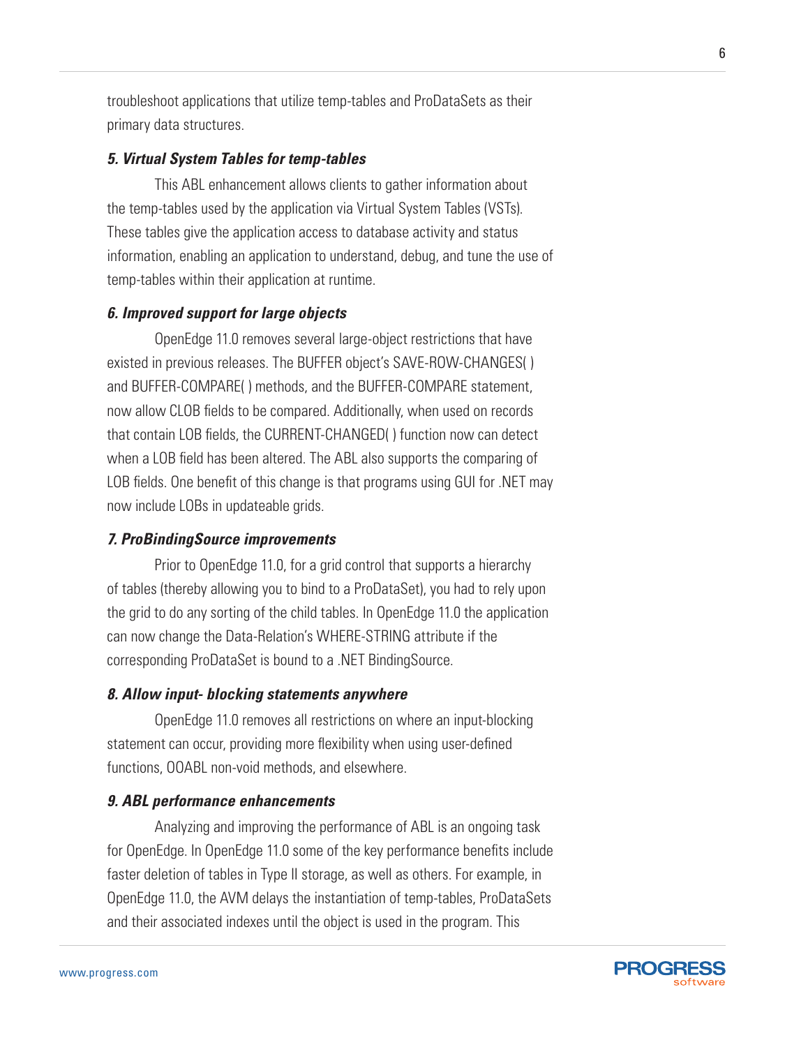troubleshoot applications that utilize temp-tables and ProDataSets as their primary data structures.

***5. Virtual System Tables for temp-tables***

This ABL enhancement allows clients to gather information about the temp-tables used by the application via Virtual System Tables (VSTs). These tables give the application access to database activity and status information, enabling an application to understand, debug, and tune the use of temp-tables within their application at runtime.

***6. Improved support for large objects***

OpenEdge 11.0 removes several large-object restrictions that have existed in previous releases. The BUFFER object's SAVE-ROW-CHANGES( ) and BUFFER-COMPARE( ) methods, and the BUFFER-COMPARE statement, now allow CLOB fields to be compared. Additionally, when used on records that contain LOB fields, the CURRENT-CHANGED( ) function now can detect when a LOB field has been altered. The ABL also supports the comparing of LOB fields. One benefit of this change is that programs using GUI for .NET may now include LOBs in updateable grids.

***7. ProBindingSource improvements***

Prior to OpenEdge 11.0, for a grid control that supports a hierarchy of tables (thereby allowing you to bind to a ProDataSet), you had to rely upon the grid to do any sorting of the child tables. In OpenEdge 11.0 the application can now change the Data-Relation's WHERE-STRING attribute if the corresponding ProDataSet is bound to a .NET BindingSource.

***8. Allow input- blocking statements anywhere***

OpenEdge 11.0 removes all restrictions on where an input-blocking statement can occur, providing more flexibility when using user-defined functions, OOABL non-void methods, and elsewhere.

***9. ABL performance enhancements***

Analyzing and improving the performance of ABL is an ongoing task for OpenEdge. In OpenEdge 11.0 some of the key performance benefits include faster deletion of tables in Type II storage, as well as others. For example, in OpenEdge 11.0, the AVM delays the instantiation of temp-tables, ProDataSets and their associated indexes until the object is used in the program. This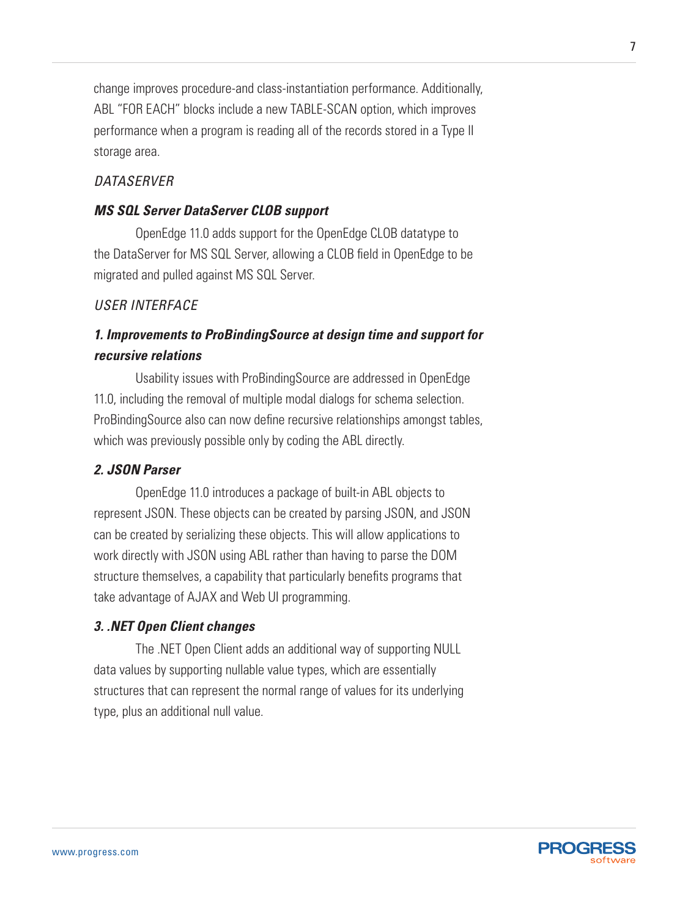change improves procedure-and class-instantiation performance. Additionally, ABL "FOR EACH" blocks include a new TABLE-SCAN option, which improves performance when a program is reading all of the records stored in a Type II storage area.

*DATASERVER*

***MS SQL Server DataServer CLOB support***

OpenEdge 11.0 adds support for the OpenEdge CLOB datatype to the DataServer for MS SQL Server, allowing a CLOB field in OpenEdge to be migrated and pulled against MS SQL Server.

*USER INTERFACE*

***1. Improvements to ProBindingSource at design time and support for recursive relations***

Usability issues with ProBindingSource are addressed in OpenEdge 11.0, including the removal of multiple modal dialogs for schema selection. ProBindingSource also can now define recursive relationships amongst tables, which was previously possible only by coding the ABL directly.

***2. JSON Parser***

OpenEdge 11.0 introduces a package of built-in ABL objects to represent JSON. These objects can be created by parsing JSON, and JSON can be created by serializing these objects. This will allow applications to work directly with JSON using ABL rather than having to parse the DOM structure themselves, a capability that particularly benefits programs that take advantage of AJAX and Web UI programming.

***3. .NET Open Client changes***

The .NET Open Client adds an additional way of supporting NULL data values by supporting nullable value types, which are essentially structures that can represent the normal range of values for its underlying type, plus an additional null value.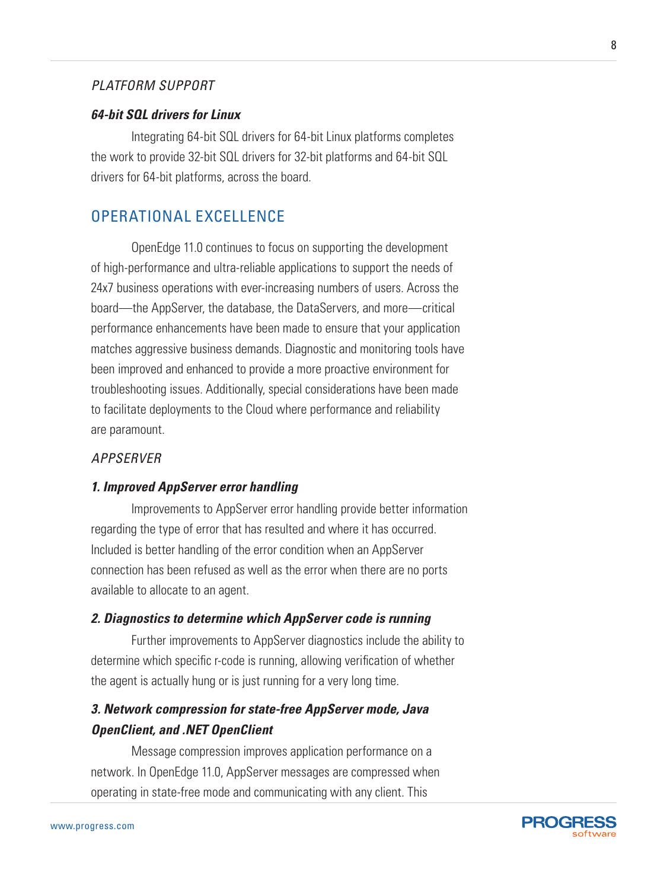### *PLATFORM SUPPORT*

#### ***64-bit SQL drivers for Linux***

Integrating 64-bit SQL drivers for 64-bit Linux platforms completes the work to provide 32-bit SQL drivers for 32-bit platforms and 64-bit SQL drivers for 64-bit platforms, across the board.

## OPERATIONAL EXCELLENCE

OpenEdge 11.0 continues to focus on supporting the development of high-performance and ultra-reliable applications to support the needs of 24x7 business operations with ever-increasing numbers of users. Across the board—the AppServer, the database, the DataServers, and more—critical performance enhancements have been made to ensure that your application matches aggressive business demands. Diagnostic and monitoring tools have been improved and enhanced to provide a more proactive environment for troubleshooting issues. Additionally, special considerations have been made to facilitate deployments to the Cloud where performance and reliability are paramount.

### *APPSERVER*

#### ***1. Improved AppServer error handling***

Improvements to AppServer error handling provide better information regarding the type of error that has resulted and where it has occurred. Included is better handling of the error condition when an AppServer connection has been refused as well as the error when there are no ports available to allocate to an agent.

#### ***2. Diagnostics to determine which AppServer code is running***

Further improvements to AppServer diagnostics include the ability to determine which specific r-code is running, allowing verification of whether the agent is actually hung or is just running for a very long time.

#### ***3. Network compression for state-free AppServer mode, Java OpenClient, and .NET OpenClient***

Message compression improves application performance on a network. In OpenEdge 11.0, AppServer messages are compressed when operating in state-free mode and communicating with any client. This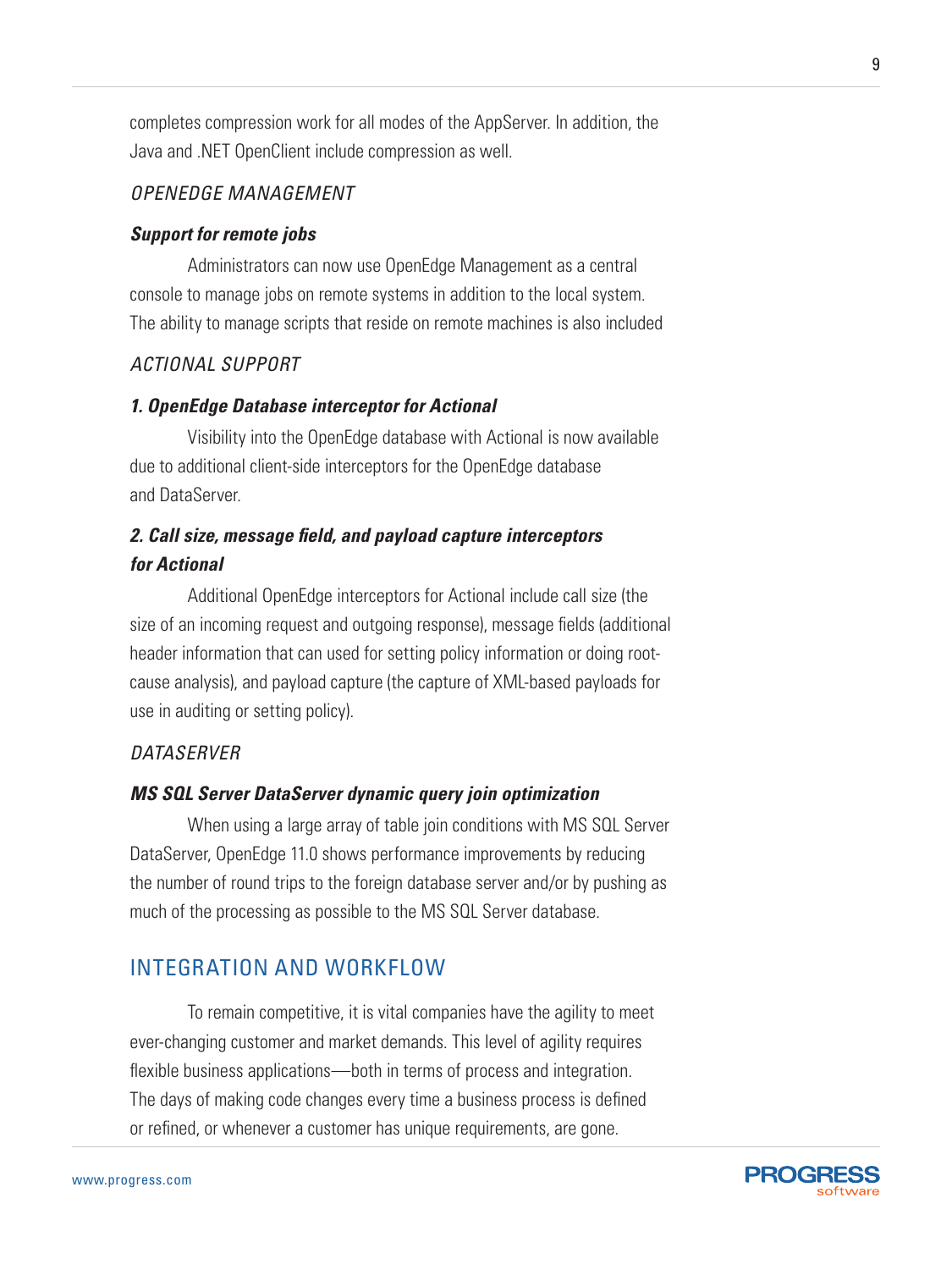completes compression work for all modes of the AppServer. In addition, the Java and .NET OpenClient include compression as well.

### *OPENEDGE MANAGEMENT*

#### ***Support for remote jobs***

Administrators can now use OpenEdge Management as a central console to manage jobs on remote systems in addition to the local system. The ability to manage scripts that reside on remote machines is also included

### *ACTIONAL SUPPORT*

#### ***1. OpenEdge Database interceptor for Actional***

Visibility into the OpenEdge database with Actional is now available due to additional client-side interceptors for the OpenEdge database and DataServer.

#### ***2. Call size, message field, and payload capture interceptors for Actional***

Additional OpenEdge interceptors for Actional include call size (the size of an incoming request and outgoing response), message fields (additional header information that can used for setting policy information or doing root-cause analysis), and payload capture (the capture of XML-based payloads for use in auditing or setting policy).

### *DATASERVER*

#### ***MS SQL Server DataServer dynamic query join optimization***

When using a large array of table join conditions with MS SQL Server DataServer, OpenEdge 11.0 shows performance improvements by reducing the number of round trips to the foreign database server and/or by pushing as much of the processing as possible to the MS SQL Server database.

## INTEGRATION AND WORKFLOW

To remain competitive, it is vital companies have the agility to meet ever-changing customer and market demands. This level of agility requires flexible business applications—both in terms of process and integration. The days of making code changes every time a business process is defined or refined, or whenever a customer has unique requirements, are gone.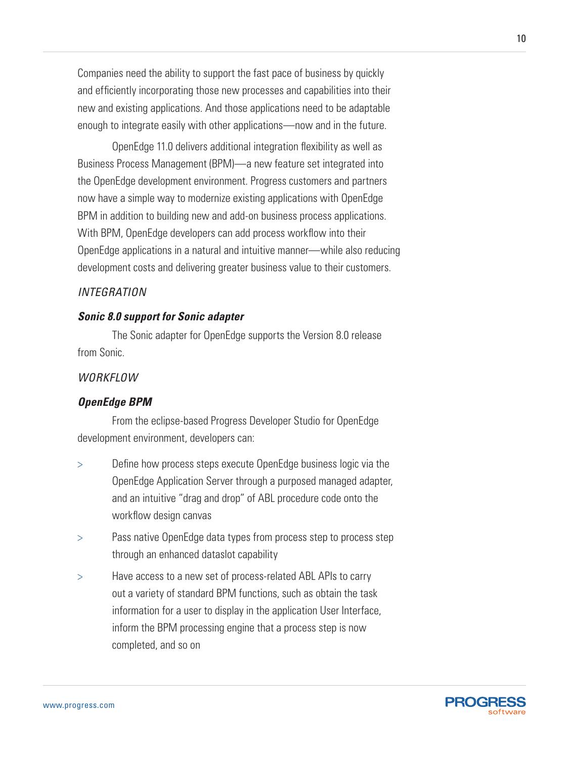Companies need the ability to support the fast pace of business by quickly and efficiently incorporating those new processes and capabilities into their new and existing applications. And those applications need to be adaptable enough to integrate easily with other applications—now and in the future.

OpenEdge 11.0 delivers additional integration flexibility as well as Business Process Management (BPM)—a new feature set integrated into the OpenEdge development environment. Progress customers and partners now have a simple way to modernize existing applications with OpenEdge BPM in addition to building new and add-on business process applications. With BPM, OpenEdge developers can add process workflow into their OpenEdge applications in a natural and intuitive manner—while also reducing development costs and delivering greater business value to their customers.

### *INTEGRATION*

#### ***Sonic 8.0 support for Sonic adapter***

The Sonic adapter for OpenEdge supports the Version 8.0 release from Sonic.

### *WORKFLOW*

#### ***OpenEdge BPM***

From the eclipse-based Progress Developer Studio for OpenEdge development environment, developers can:

- Define how process steps execute OpenEdge business logic via the OpenEdge Application Server through a purposed managed adapter, and an intuitive "drag and drop" of ABL procedure code onto the workflow design canvas
- Pass native OpenEdge data types from process step to process step through an enhanced dataslot capability
- Have access to a new set of process-related ABL APIs to carry out a variety of standard BPM functions, such as obtain the task information for a user to display in the application User Interface, inform the BPM processing engine that a process step is now completed, and so on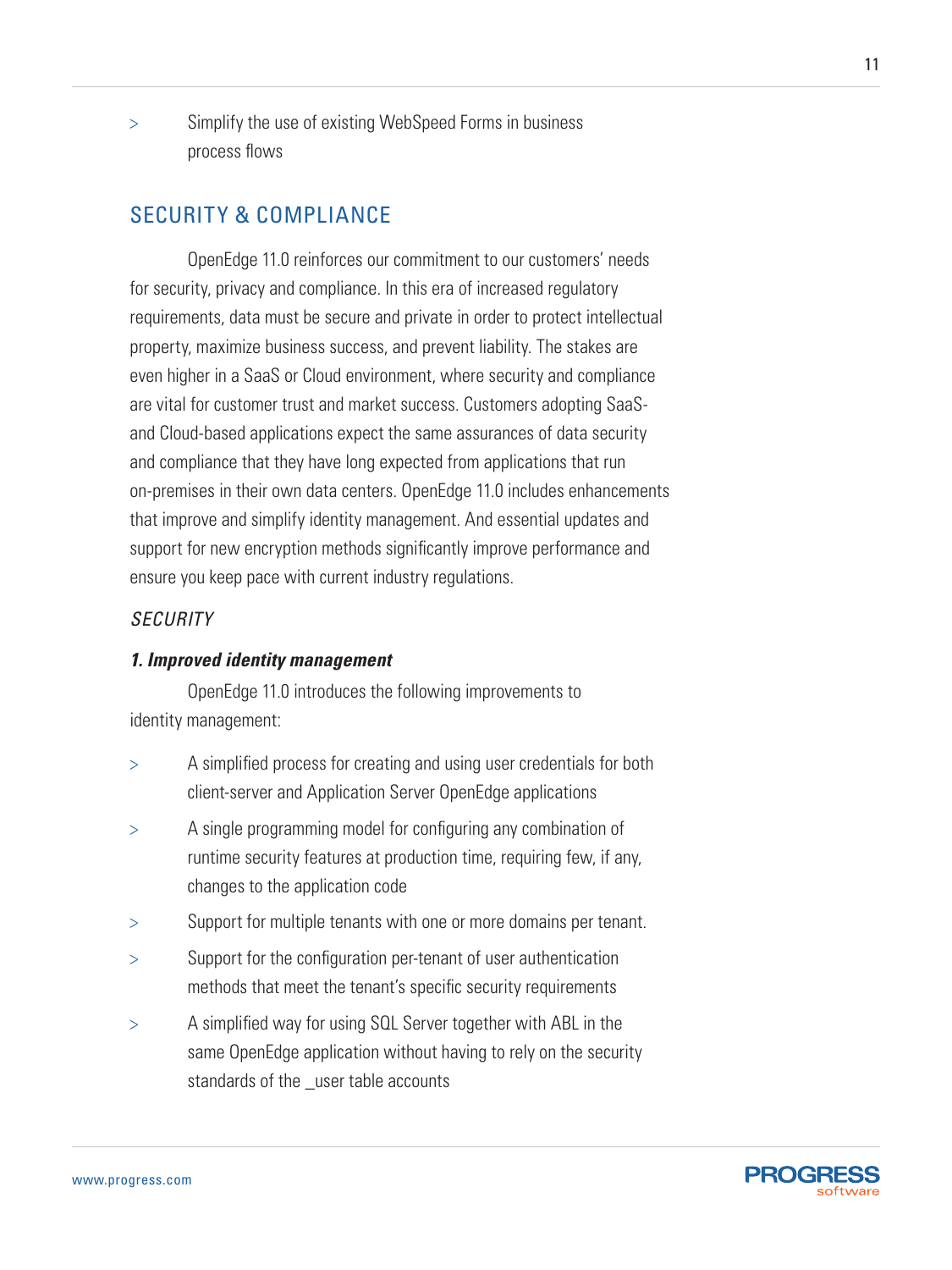- Simplify the use of existing WebSpeed Forms in business process flows

## SECURITY & COMPLIANCE

OpenEdge 11.0 reinforces our commitment to our customers' needs for security, privacy and compliance. In this era of increased regulatory requirements, data must be secure and private in order to protect intellectual property, maximize business success, and prevent liability. The stakes are even higher in a SaaS or Cloud environment, where security and compliance are vital for customer trust and market success. Customers adopting SaaS- and Cloud-based applications expect the same assurances of data security and compliance that they have long expected from applications that run on-premises in their own data centers. OpenEdge 11.0 includes enhancements that improve and simplify identity management. And essential updates and support for new encryption methods significantly improve performance and ensure you keep pace with current industry regulations.

### *SECURITY*

#### ***1. Improved identity management***

OpenEdge 11.0 introduces the following improvements to identity management:

- A simplified process for creating and using user credentials for both client-server and Application Server OpenEdge applications
- A single programming model for configuring any combination of runtime security features at production time, requiring few, if any, changes to the application code
- Support for multiple tenants with one or more domains per tenant.
- Support for the configuration per-tenant of user authentication methods that meet the tenant's specific security requirements
- A simplified way for using SQL Server together with ABL in the same OpenEdge application without having to rely on the security standards of the _user table accounts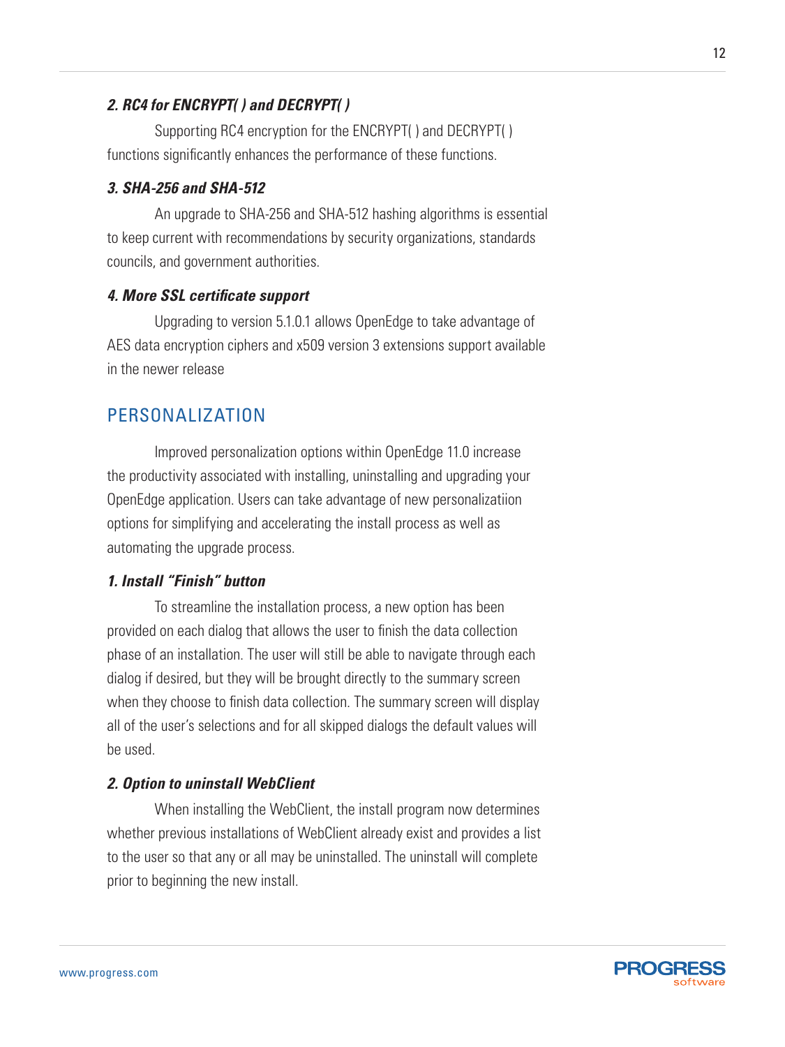### *2. RC4 for ENCRYPT( ) and DECRYPT( )*

Supporting RC4 encryption for the ENCRYPT( ) and DECRYPT( ) functions significantly enhances the performance of these functions.

### *3. SHA-256 and SHA-512*

An upgrade to SHA-256 and SHA-512 hashing algorithms is essential to keep current with recommendations by security organizations, standards councils, and government authorities.

### *4. More SSL certificate support*

Upgrading to version 5.1.0.1 allows OpenEdge to take advantage of AES data encryption ciphers and x509 version 3 extensions support available in the newer release

## PERSONALIZATION

Improved personalization options within OpenEdge 11.0 increase the productivity associated with installing, uninstalling and upgrading your OpenEdge application. Users can take advantage of new personalizatiion options for simplifying and accelerating the install process as well as automating the upgrade process.

### *1. Install "Finish" button*

To streamline the installation process, a new option has been provided on each dialog that allows the user to finish the data collection phase of an installation. The user will still be able to navigate through each dialog if desired, but they will be brought directly to the summary screen when they choose to finish data collection. The summary screen will display all of the user's selections and for all skipped dialogs the default values will be used.

### *2. Option to uninstall WebClient*

When installing the WebClient, the install program now determines whether previous installations of WebClient already exist and provides a list to the user so that any or all may be uninstalled. The uninstall will complete prior to beginning the new install.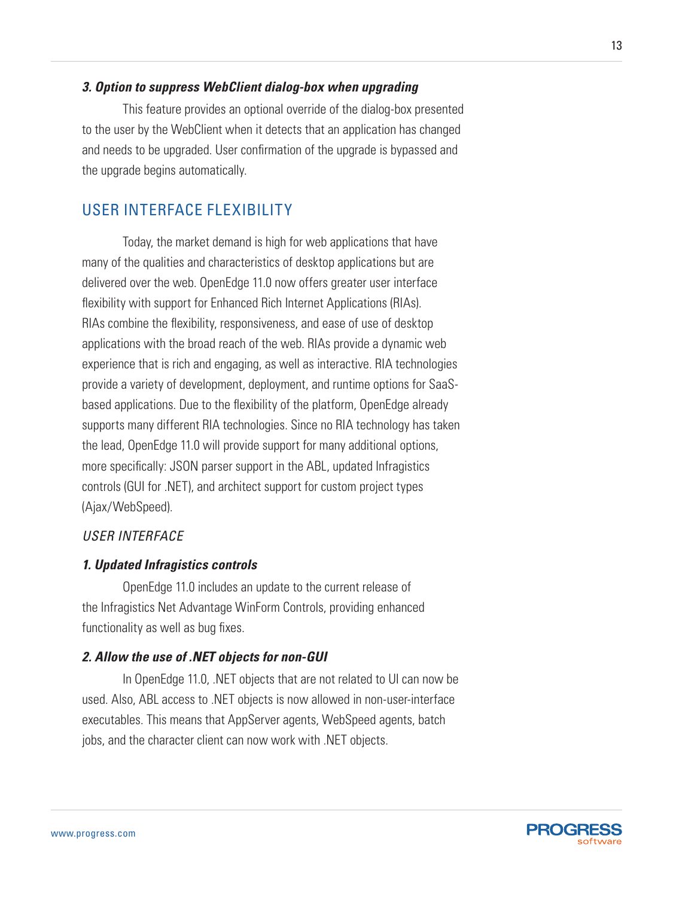***3. Option to suppress WebClient dialog-box when upgrading***

This feature provides an optional override of the dialog-box presented to the user by the WebClient when it detects that an application has changed and needs to be upgraded. User confirmation of the upgrade is bypassed and the upgrade begins automatically.

## USER INTERFACE FLEXIBILITY

Today, the market demand is high for web applications that have many of the qualities and characteristics of desktop applications but are delivered over the web. OpenEdge 11.0 now offers greater user interface flexibility with support for Enhanced Rich Internet Applications (RIAs). RIAs combine the flexibility, responsiveness, and ease of use of desktop applications with the broad reach of the web. RIAs provide a dynamic web experience that is rich and engaging, as well as interactive. RIA technologies provide a variety of development, deployment, and runtime options for SaaS-based applications. Due to the flexibility of the platform, OpenEdge already supports many different RIA technologies. Since no RIA technology has taken the lead, OpenEdge 11.0 will provide support for many additional options, more specifically: JSON parser support in the ABL, updated Infragistics controls (GUI for .NET), and architect support for custom project types (Ajax/WebSpeed).

### *USER INTERFACE*

***1. Updated Infragistics controls***

OpenEdge 11.0 includes an update to the current release of the Infragistics Net Advantage WinForm Controls, providing enhanced functionality as well as bug fixes.

***2. Allow the use of .NET objects for non-GUI***

In OpenEdge 11.0, .NET objects that are not related to UI can now be used. Also, ABL access to .NET objects is now allowed in non-user-interface executables. This means that AppServer agents, WebSpeed agents, batch jobs, and the character client can now work with .NET objects.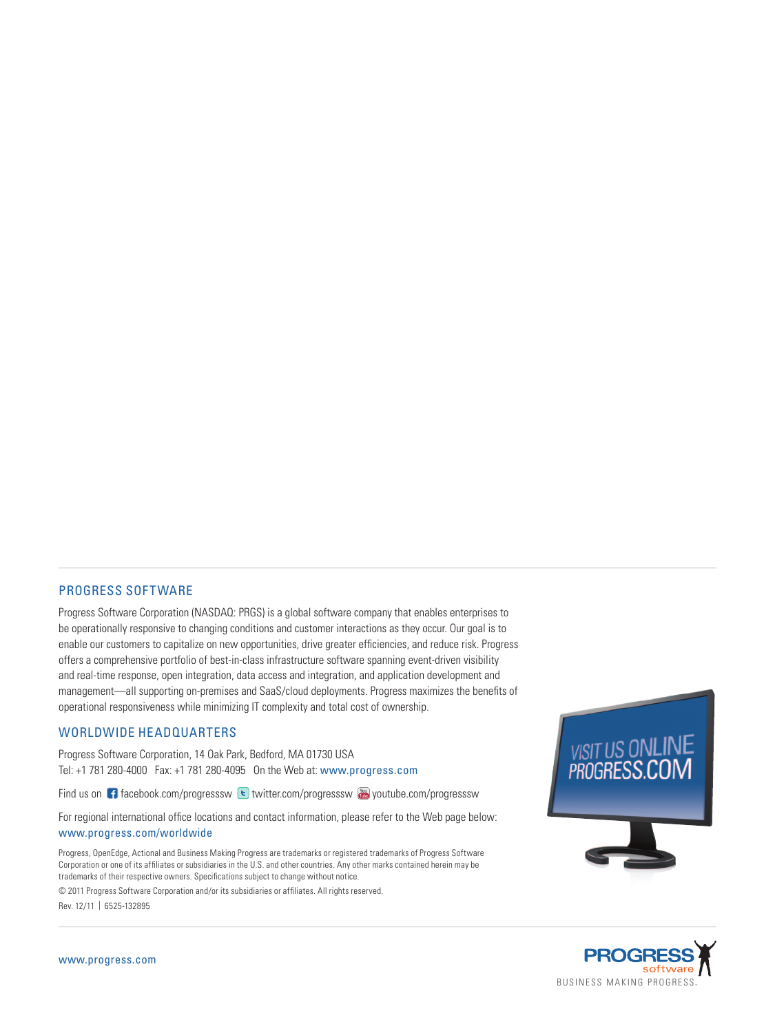## PROGRESS SOFTWARE

Progress Software Corporation (NASDAQ: PRGS) is a global software company that enables enterprises to be operationally responsive to changing conditions and customer interactions as they occur. Our goal is to enable our customers to capitalize on new opportunities, drive greater efficiencies, and reduce risk. Progress offers a comprehensive portfolio of best-in-class infrastructure software spanning event-driven visibility and real-time response, open integration, data access and integration, and application development and management—all supporting on-premises and SaaS/cloud deployments. Progress maximizes the benefits of operational responsiveness while minimizing IT complexity and total cost of ownership.

## WORLDWIDE HEADQUARTERS

Progress Software Corporation, 14 Oak Park, Bedford, MA 01730 USA
Tel: +1 781 280-4000 Fax: +1 781 280-4095 On the Web at: www.progress.com

Find us on facebook.com/progresssw twitter.com/progresssw youtube.com/progresssw

For regional international office locations and contact information, please refer to the Web page below:
www.progress.com/worldwide

Progress, OpenEdge, Actional and Business Making Progress are trademarks or registered trademarks of Progress Software Corporation or one of its affiliates or subsidiaries in the U.S. and other countries. Any other marks contained herein may be trademarks of their respective owners. Specifications subject to change without notice.

© 2011 Progress Software Corporation and/or its subsidiaries or affiliates. All rights reserved.

Rev. 12/11 | 6525-132895

VISIT US ONLINE
PROGRESS.COM

www.progress.com

PROGRESS software
BUSINESS MAKING PROGRESS.